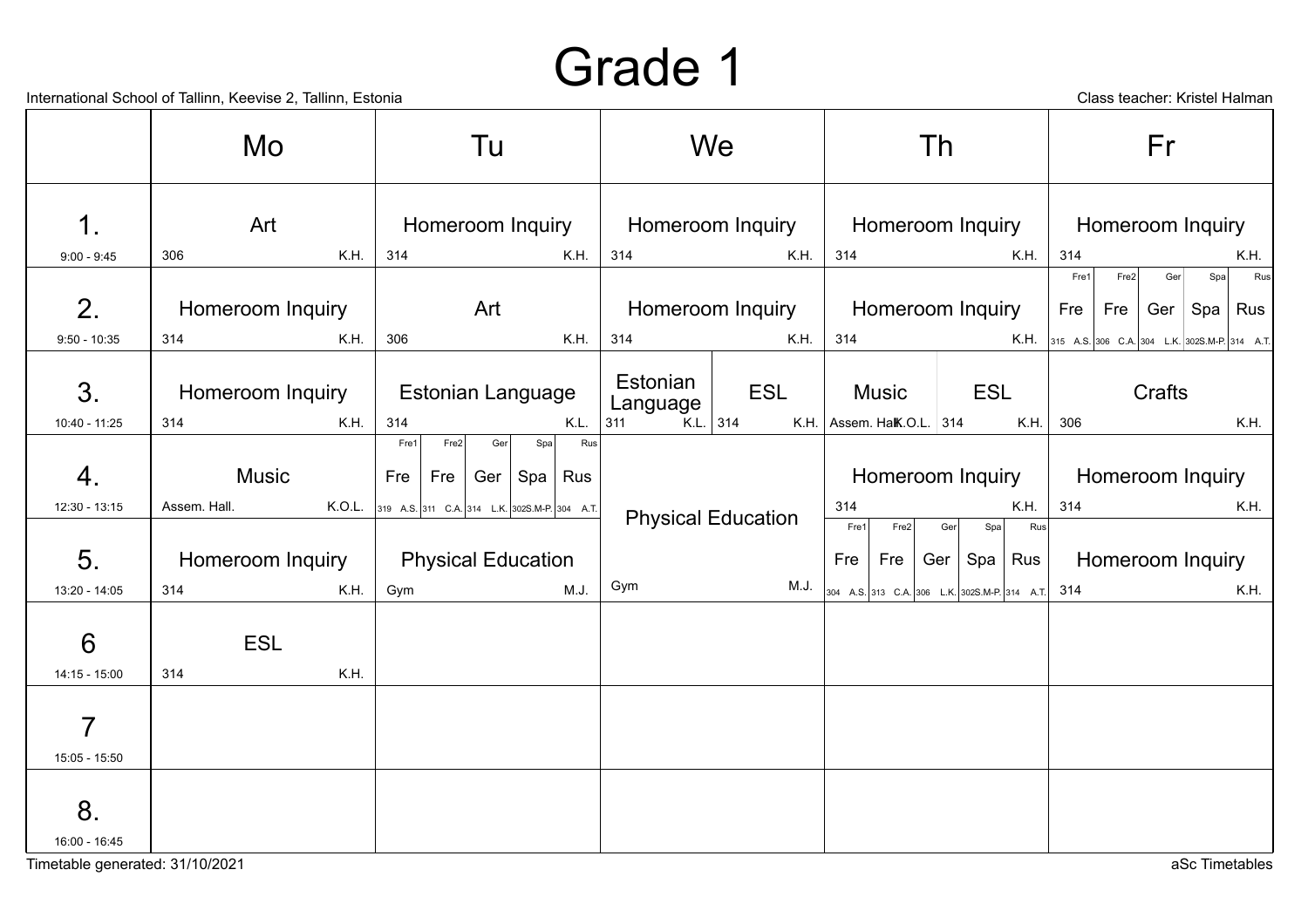# Grade 1

International School of Tallinn, Keevise 2, Tallinn, Estonia

Class teacher: Kristel Halman

| | Mo | Tu | We | Th | Fr |
|---|---|---|---|---|---|
| 1. 9:00 - 9:45 | Art (306, K.H.) | Homeroom Inquiry (314, K.H.) | Homeroom Inquiry (314, K.H.) | Homeroom Inquiry (314, K.H.) | Homeroom Inquiry (314, K.H.) |
| 2. 9:50 - 10:35 | Homeroom Inquiry (314, K.H.) | Art (306, K.H.) | Homeroom Inquiry (314, K.H.) | Homeroom Inquiry (314, K.H.) | Fre1: Fre (315, A.S.) / Fre2: Fre (306, C.A.) / Ger: Ger (304, L.K.) / Spa: Spa (302, S.M-P.) / Rus: Rus (314, A.T.) |
| 3. 10:40 - 11:25 | Homeroom Inquiry (314, K.H.) | Estonian Language (314, K.L.) | Estonian Language (311, K.L.) / ESL (314, K.H.) | Music (Assem. Hall, K.O.L.) / ESL (314, K.H.) | Crafts (306, K.H.) |
| 4. 12:30 - 13:15 | Music (Assem. Hall., K.O.L.) | Fre1: Fre (319, A.S.) / Fre2: Fre (311, C.A.) / Ger: Ger (314, L.K.) / Spa: Spa (302, S.M-P.) / Rus: Rus (304, A.T.) | Physical Education (Gym, M.J.) | Homeroom Inquiry (314, K.H.) | Homeroom Inquiry (314, K.H.) |
| 5. 13:20 - 14:05 | Homeroom Inquiry (314, K.H.) | Physical Education (Gym, M.J.) | Physical Education (Gym, M.J.) | Fre1: Fre (304, A.S.) / Fre2: Fre (313, C.A.) / Ger: Ger (306, L.K.) / Spa: Spa (302, S.M-P.) / Rus: Rus (314, A.T.) | Homeroom Inquiry (314, K.H.) |
| 6 14:15 - 15:00 | ESL (314, K.H.) | | | | |
| 7 15:05 - 15:50 | | | | | |
| 8. 16:00 - 16:45 | | | | | |

Timetable generated: 31/10/2021

aSc Timetables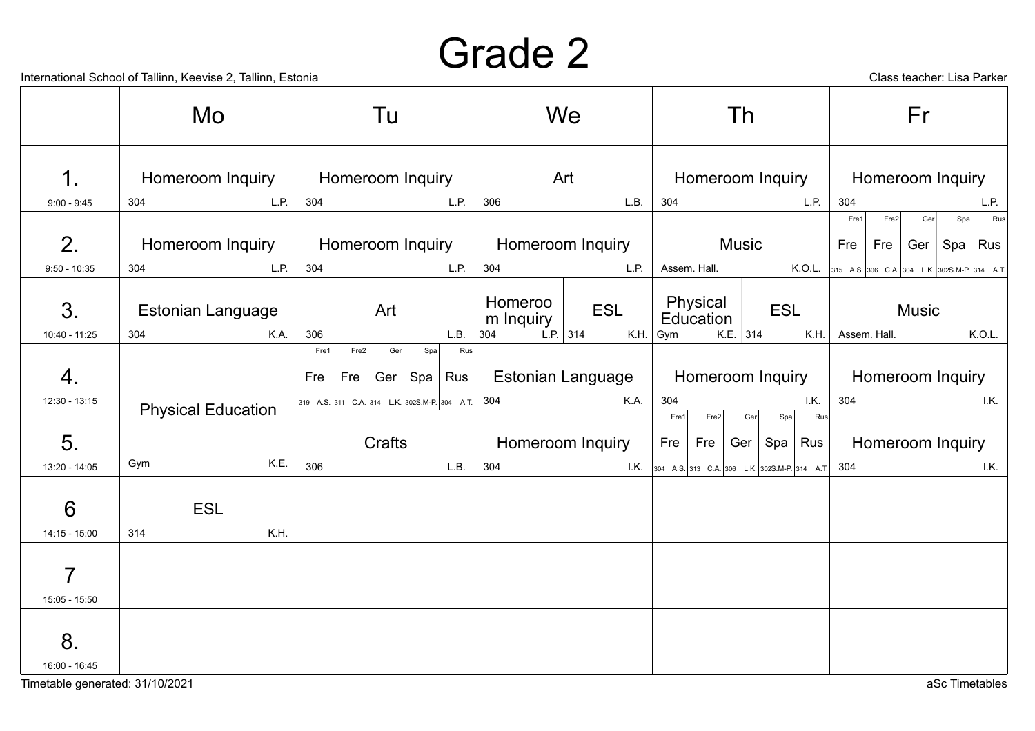# Grade 2

International School of Tallinn, Keevise 2, Tallinn, Estonia

Class teacher: Lisa Parker

| | Mo | Tu | We | Th | Fr |
|---|---|---|---|---|---|
| **1.** 9:00 - 9:45 | Homeroom Inquiry 304 L.P. | Homeroom Inquiry 304 L.P. | Art 306 L.B. | Homeroom Inquiry 304 L.P. | Homeroom Inquiry 304 L.P. |
| **2.** 9:50 - 10:35 | Homeroom Inquiry 304 L.P. | Homeroom Inquiry 304 L.P. | Homeroom Inquiry 304 L.P. | Music Assem. Hall. K.O.L. | Fre1: Fre 315 A.S. / Fre2: Fre 306 C.A. / Ger: Ger 304 L.K. / Spa: Spa 302 S.M-P. / Rus: Rus 314 A.T. |
| **3.** 10:40 - 11:25 | Estonian Language 304 K.A. | Art 306 L.B. | Homeroom Inquiry 304 L.P. / ESL 314 K.H. | Physical Education Gym K.E. / ESL 314 K.H. | Music Assem. Hall. K.O.L. |
| **4.** 12:30 - 13:15 | Physical Education Gym K.E. | Fre1: Fre 319 A.S. / Fre2: Fre 311 C.A. / Ger: Ger 314 L.K. / Spa: Spa 302 S.M-P. / Rus: Rus 304 A.T. | Estonian Language 304 K.A. | Homeroom Inquiry 304 I.K. | Homeroom Inquiry 304 I.K. |
| **5.** 13:20 - 14:05 | (Physical Education, continued) | Crafts 306 L.B. | Homeroom Inquiry 304 I.K. | Fre1: Fre 304 A.S. / Fre2: Fre 313 C.A. / Ger: Ger 306 L.K. / Spa: Spa 302 S.M-P. / Rus: Rus 314 A.T. | Homeroom Inquiry 304 I.K. |
| **6** 14:15 - 15:00 | ESL 314 K.H. | | | | |
| **7** 15:05 - 15:50 | | | | | |
| **8.** 16:00 - 16:45 | | | | | |

Timetable generated: 31/10/2021

aSc Timetables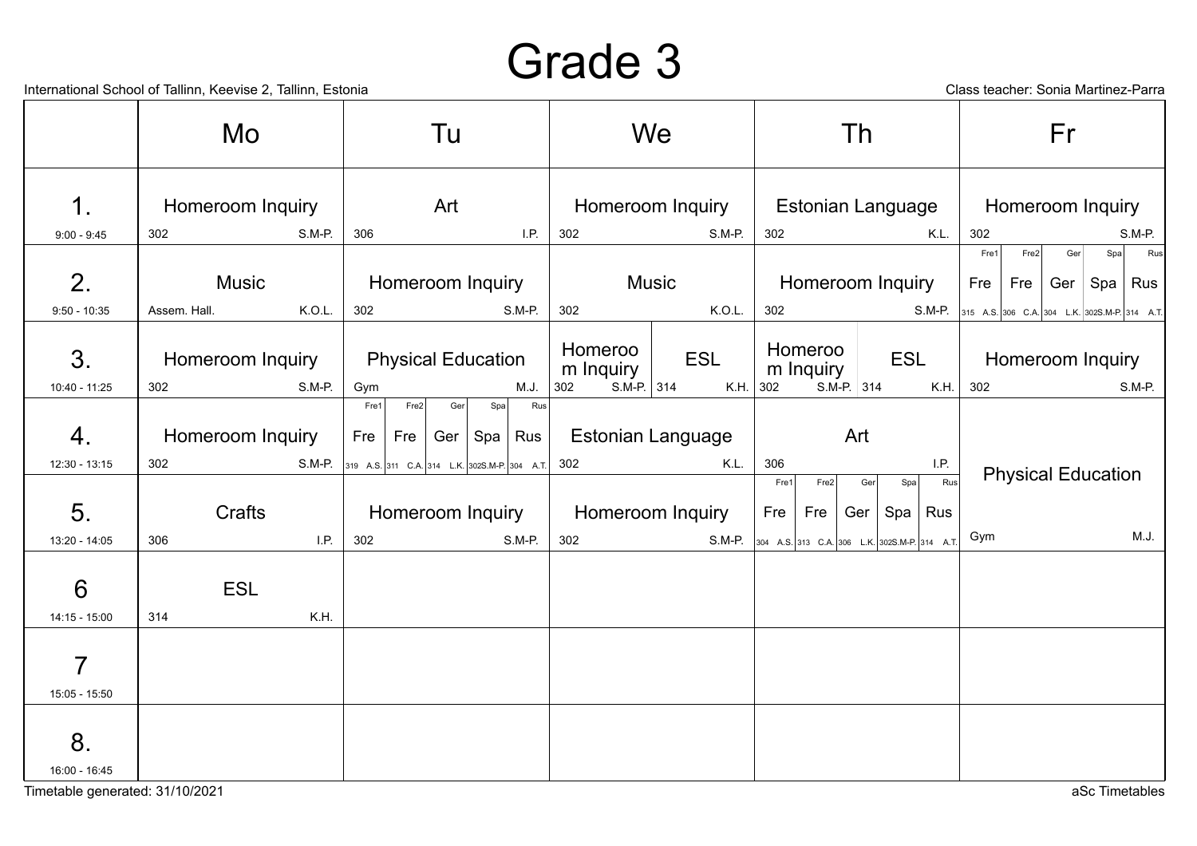# Grade 3

International School of Tallinn, Keevise 2, Tallinn, Estonia

Class teacher: Sonia Martinez-Parra

| | Mo | Tu | We | Th | Fr |
|---|---|---|---|---|---|
| 1. 9:00 - 9:45 | Homeroom Inquiry 302 S.M-P. | Art 306 I.P. | Homeroom Inquiry 302 S.M-P. | Estonian Language 302 K.L. | Homeroom Inquiry 302 S.M-P. |
| 2. 9:50 - 10:35 | Music Assem. Hall. K.O.L. | Homeroom Inquiry 302 S.M-P. | Music 302 K.O.L. | Homeroom Inquiry 302 S.M-P. | Fre1: Fre 315 A.S. / Fre2: Fre 306 C.A. / Ger: Ger 304 L.K. / Spa: Spa 302 S.M-P. / Rus: Rus 314 A.T. |
| 3. 10:40 - 11:25 | Homeroom Inquiry 302 S.M-P. | Physical Education Gym M.J. | Homeroom Inquiry 302 S.M-P. / ESL 314 K.H. | Homeroom Inquiry 302 S.M-P. / ESL 314 K.H. | Homeroom Inquiry 302 S.M-P. |
| 4. 12:30 - 13:15 | Homeroom Inquiry 302 S.M-P. | Fre1: Fre 319 A.S. / Fre2: Fre 311 C.A. / Ger: Ger 314 L.K. / Spa: Spa 302 S.M-P. / Rus: Rus 304 A.T. | Estonian Language 302 K.L. | Art 306 I.P. | Physical Education Gym M.J. |
| 5. 13:20 - 14:05 | Crafts 306 I.P. | Homeroom Inquiry 302 S.M-P. | Homeroom Inquiry 302 S.M-P. | Fre1: Fre 304 A.S. / Fre2: Fre 313 C.A. / Ger: Ger 306 L.K. / Spa: Spa 302 S.M-P. / Rus: Rus 314 A.T. | |
| 6 14:15 - 15:00 | ESL 314 K.H. | | | | |
| 7 15:05 - 15:50 | | | | | |
| 8. 16:00 - 16:45 | | | | | |

Timetable generated: 31/10/2021

aSc Timetables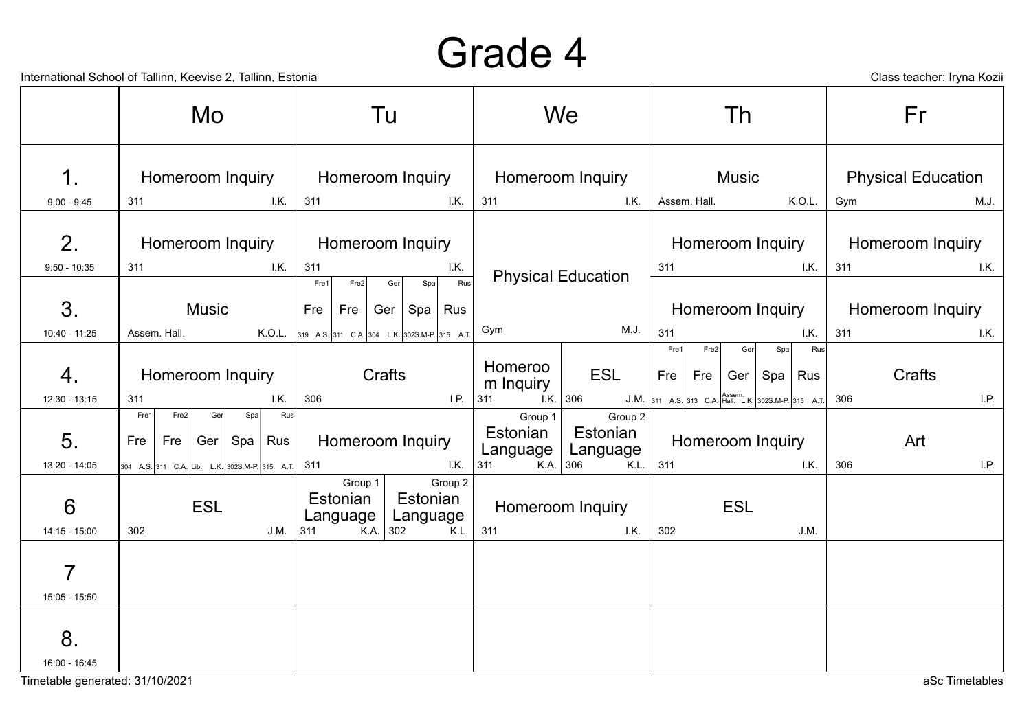# Grade 4

International School of Tallinn, Keevise 2, Tallinn, Estonia

Class teacher: Iryna Kozii

| | Mo | Tu | We | Th | Fr |
|---|---|---|---|---|---|
| **1.** 9:00 - 9:45 | Homeroom Inquiry (311, I.K.) | Homeroom Inquiry (311, I.K.) | Homeroom Inquiry (311, I.K.) | Music (Assem. Hall., K.O.L.) | Physical Education (Gym, M.J.) |
| **2.** 9:50 - 10:35 | Homeroom Inquiry (311, I.K.) | Homeroom Inquiry (311, I.K.) | Physical Education (Gym, M.J.) | Homeroom Inquiry (311, I.K.) | Homeroom Inquiry (311, I.K.) |
| **3.** 10:40 - 11:25 | Music (Assem. Hall., K.O.L.) | Fre1: Fre (319, A.S.); Fre2: Fre (311, C.A.); Ger: Ger (304, L.K.); Spa: Spa (302, S.M-P.); Rus: Rus (315, A.T.) | | Homeroom Inquiry (311, I.K.) | Homeroom Inquiry (311, I.K.) |
| **4.** 12:30 - 13:15 | Homeroom Inquiry (311, I.K.) | Crafts (306, I.P.) | Homeroom Inquiry (311, I.K.); ESL (306, J.M.) | Fre1: Fre (311, A.S.); Fre2: Fre (313, C.A.); Ger: Ger (Assem. Hall., L.K.); Spa: Spa (302, S.M-P.); Rus: Rus (315, A.T.) | Crafts (306, I.P.) |
| **5.** 13:20 - 14:05 | Fre1: Fre (304, A.S.); Fre2: Fre (311, C.A.); Ger: Ger (Lib., L.K.); Spa: Spa (302, S.M-P.); Rus: Rus (315, A.T.) | Homeroom Inquiry (311, I.K.) | Group 1: Estonian Language (311, K.A.); Group 2: Estonian Language (306, K.L.) | Homeroom Inquiry (311, I.K.) | Art (306, I.P.) |
| **6** 14:15 - 15:00 | ESL (302, J.M.) | Group 1: Estonian Language (311, K.A.); Group 2: Estonian Language (302, K.L.) | Homeroom Inquiry (311, I.K.) | ESL (302, J.M.) | |
| **7** 15:05 - 15:50 | | | | | |
| **8.** 16:00 - 16:45 | | | | | |

Timetable generated: 31/10/2021

aSc Timetables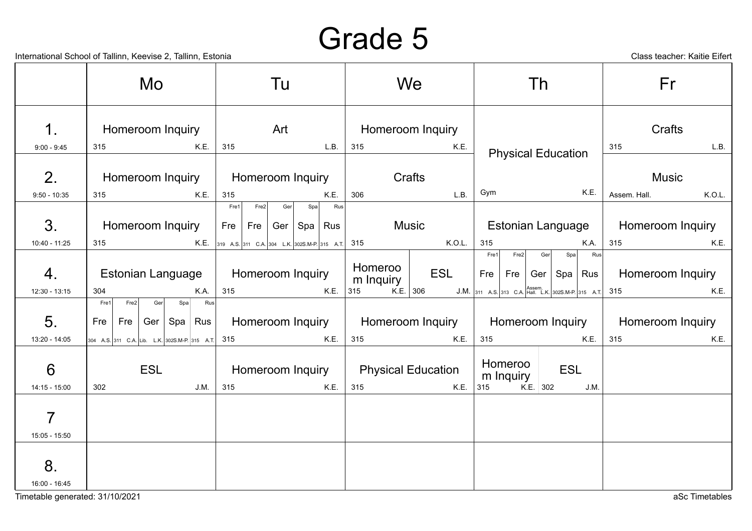# Grade 5

International School of Tallinn, Keevise 2, Tallinn, Estonia

Class teacher: Kaitie Eifert

| | Mo | Tu | We | Th | Fr |
|---|---|---|---|---|---|
| **1.** 9:00 - 9:45 | Homeroom Inquiry 315 K.E. | Art 315 L.B. | Homeroom Inquiry 315 K.E. | Physical Education Gym K.E. | Crafts 315 L.B. |
| **2.** 9:50 - 10:35 | Homeroom Inquiry 315 K.E. | Homeroom Inquiry 315 K.E. | Crafts 306 L.B. | Physical Education Gym K.E. | Music Assem. Hall. K.O.L. |
| **3.** 10:40 - 11:25 | Homeroom Inquiry 315 K.E. | Fre1: Fre 319 A.S. / Fre2: Fre 311 C.A. / Ger: Ger 304 L.K. / Spa: Spa 302 S.M-P. / Rus: Rus 315 A.T. | Music 315 K.O.L. | Estonian Language 315 K.A. | Homeroom Inquiry 315 K.E. |
| **4.** 12:30 - 13:15 | Estonian Language 304 K.A. | Homeroom Inquiry 315 K.E. | Homeroom Inquiry 315 K.E. / ESL 306 J.M. | Fre1: Fre 311 A.S. / Fre2: Fre 313 C.A. / Ger: Ger Assem. Hall. L.K. / Spa: Spa 302 S.M-P. / Rus: Rus 315 A.T. | Homeroom Inquiry 315 K.E. |
| **5.** 13:20 - 14:05 | Fre1: Fre 304 A.S. / Fre2: Fre 311 C.A. / Ger: Ger Lib. L.K. / Spa: Spa 302 S.M-P. / Rus: Rus 315 A.T. | Homeroom Inquiry 315 K.E. | Homeroom Inquiry 315 K.E. | Homeroom Inquiry 315 K.E. | Homeroom Inquiry 315 K.E. |
| **6** 14:15 - 15:00 | ESL 302 J.M. | Homeroom Inquiry 315 K.E. | Physical Education 315 K.E. | Homeroom Inquiry 315 K.E. / ESL 302 J.M. | |
| **7** 15:05 - 15:50 | | | | | |
| **8.** 16:00 - 16:45 | | | | | |

Timetable generated: 31/10/2021

aSc Timetables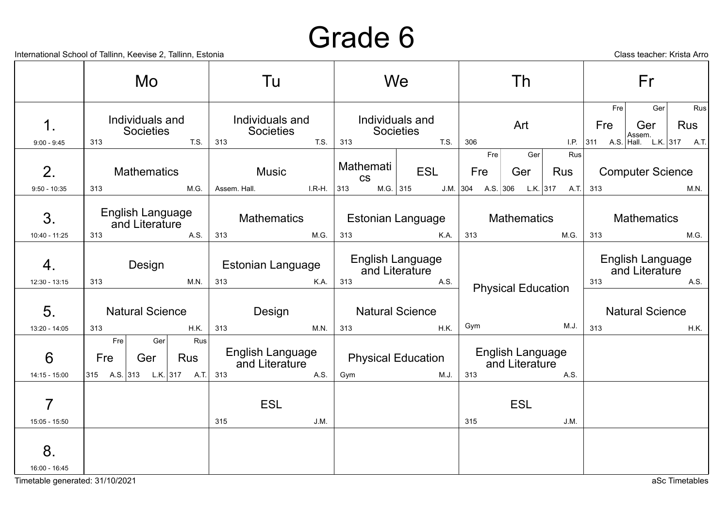# Grade 6

International School of Tallinn, Keevise 2, Tallinn, Estonia

Class teacher: Krista Arro

| | Mo | Tu | We | Th | Fr |
|---|---|---|---|---|---|
| 1. 9:00 - 9:45 | Individuals and Societies (313, T.S.) | Individuals and Societies (313, T.S.) | Individuals and Societies (313, T.S.) | Art (306, I.P.) | Fre: Fre (311, A.S.) / Ger: Ger (Assem. Hall, L.K.) / Rus: Rus (317, A.T.) |
| 2. 9:50 - 10:35 | Mathematics (313, M.G.) | Music (Assem. Hall., I.R-H.) | Mathematics (313, M.G.) / ESL (315, J.M.) | Fre: Fre (304, A.S.) / Ger: Ger (306, L.K.) / Rus: Rus (317, A.T.) | Computer Science (313, M.N.) |
| 3. 10:40 - 11:25 | English Language and Literature (313, A.S.) | Mathematics (313, M.G.) | Estonian Language (313, K.A.) | Mathematics (313, M.G.) | Mathematics (313, M.G.) |
| 4. 12:30 - 13:15 | Design (313, M.N.) | Estonian Language (313, K.A.) | English Language and Literature (313, A.S.) | Physical Education (Gym, M.J.) | English Language and Literature (313, A.S.) |
| 5. 13:20 - 14:05 | Natural Science (313, H.K.) | Design (313, M.N.) | Natural Science (313, H.K.) | Physical Education (Gym, M.J.) | Natural Science (313, H.K.) |
| 6 14:15 - 15:00 | Fre: Fre (315, A.S.) / Ger: Ger (313, L.K.) / Rus: Rus (317, A.T.) | English Language and Literature (313, A.S.) | Physical Education (Gym, M.J.) | English Language and Literature (313, A.S.) | |
| 7 15:05 - 15:50 | | ESL (315, J.M.) | | ESL (315, J.M.) | |
| 8. 16:00 - 16:45 | | | | | |

Timetable generated: 31/10/2021

aSc Timetables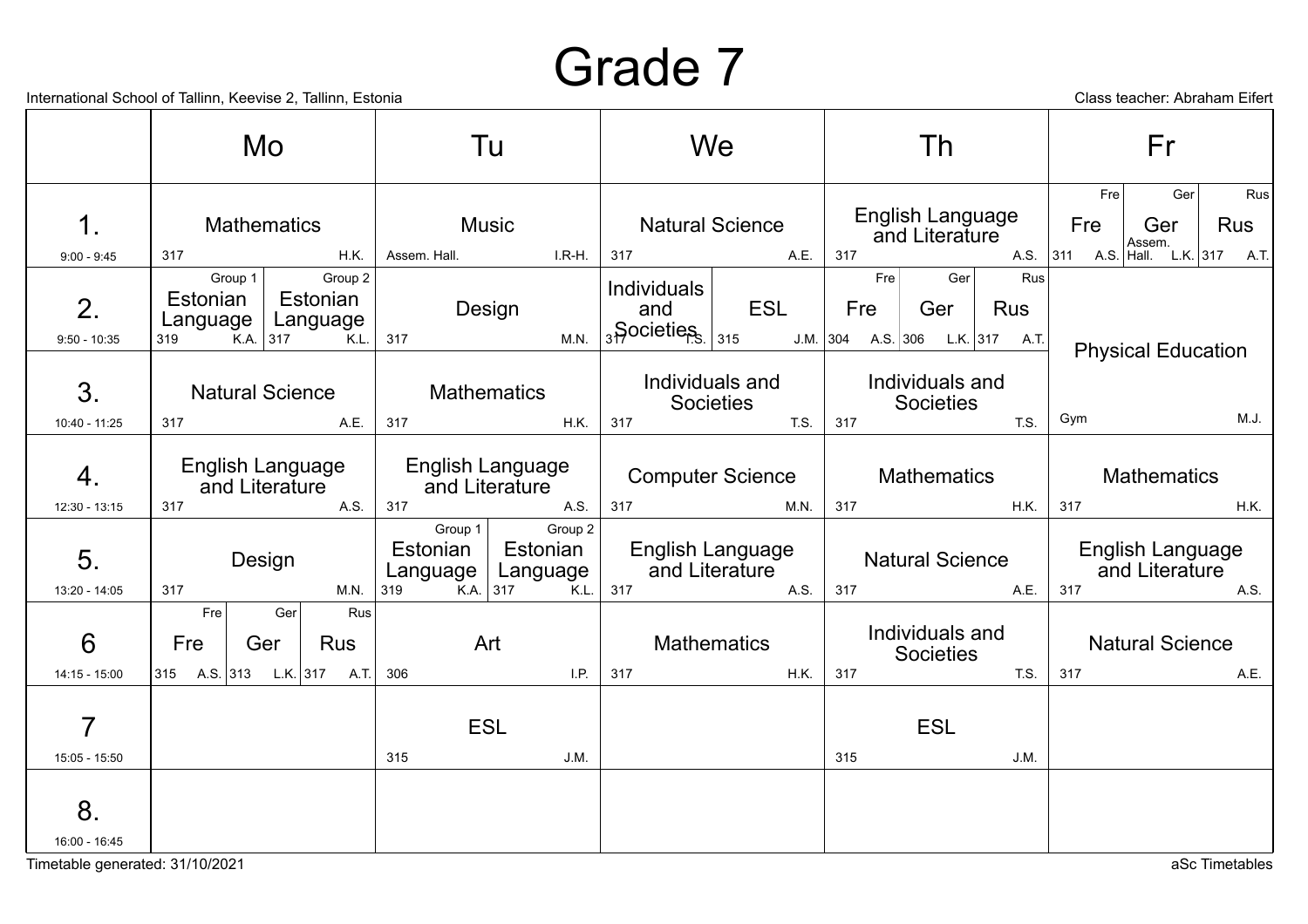# Grade 7

International School of Tallinn, Keevise 2, Tallinn, Estonia

Class teacher: Abraham Eifert

| | Mo | Tu | We | Th | Fr |
|---|---|---|---|---|---|
| **1.** 9:00 - 9:45 | Mathematics 317 H.K. | Music Assem. Hall. I.R-H. | Natural Science 317 A.E. | English Language and Literature 317 A.S. | Fre: Fre 311 A.S. / Ger: Ger Assem. Hall. L.K. / Rus: Rus 317 A.T. |
| **2.** 9:50 - 10:35 | Group 1: Estonian Language 319 K.A. / Group 2: Estonian Language 317 K.L. | Design 317 M.N. | Individuals and Societies 317 T.S. / ESL 315 J.M. | Fre: Fre 304 A.S. / Ger: Ger 306 L.K. / Rus: Rus 317 A.T. | Physical Education Gym M.J. |
| **3.** 10:40 - 11:25 | Natural Science 317 A.E. | Mathematics 317 H.K. | Individuals and Societies 317 T.S. | Individuals and Societies 317 T.S. | (Physical Education, continued) |
| **4.** 12:30 - 13:15 | English Language and Literature 317 A.S. | English Language and Literature 317 A.S. | Computer Science 317 M.N. | Mathematics 317 H.K. | Mathematics 317 H.K. |
| **5.** 13:20 - 14:05 | Design 317 M.N. | Group 1: Estonian Language 319 K.A. / Group 2: Estonian Language 317 K.L. | English Language and Literature 317 A.S. | Natural Science 317 A.E. | English Language and Literature 317 A.S. |
| **6** 14:15 - 15:00 | Fre: Fre 315 A.S. / Ger: Ger 313 L.K. / Rus: Rus 317 A.T. | Art 306 I.P. | Mathematics 317 H.K. | Individuals and Societies 317 T.S. | Natural Science 317 A.E. |
| **7** 15:05 - 15:50 | | ESL 315 J.M. | | ESL 315 J.M. | |
| **8.** 16:00 - 16:45 | | | | | |

Timetable generated: 31/10/2021

aSc Timetables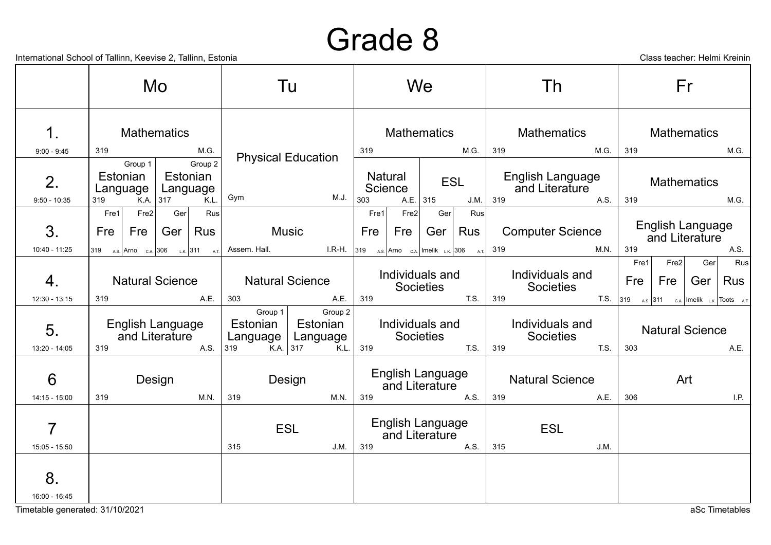# Grade 8

International School of Tallinn, Keevise 2, Tallinn, Estonia

Class teacher: Helmi Kreinin

| | Mo | Tu | We | Th | Fr |
|---|---|---|---|---|---|
| **1.** 9:00 - 9:45 | Mathematics (319, M.G.) | Physical Education (Gym, M.J.) | Mathematics (319, M.G.) | Mathematics (319, M.G.) | Mathematics (319, M.G.) |
| **2.** 9:50 - 10:35 | Group 1: Estonian Language (319, K.A.); Group 2: Estonian Language (317, K.L.) | Physical Education (Gym, M.J.) | Natural Science (303, A.E.); ESL (315, J.M.) | English Language and Literature (319, A.S.) | Mathematics (319, M.G.) |
| **3.** 10:40 - 11:25 | Fre1: Fre (319, A.S.); Fre2: Fre (Arno, C.A.); Ger: Ger (306, L.K.); Rus: Rus (311, A.T.) | Music (Assem. Hall., I.R-H.) | Fre1: Fre (319, A.S.); Fre2: Fre (Arno, C.A.); Ger: Ger (Imelik, L.K.); Rus: Rus (306, A.T.) | Computer Science (319, M.N.) | English Language and Literature (319, A.S.) |
| **4.** 12:30 - 13:15 | Natural Science (319, A.E.) | Natural Science (303, A.E.) | Individuals and Societies (319, T.S.) | Individuals and Societies (319, T.S.) | Fre1: Fre (319, A.S.); Fre2: Fre (311, C.A.); Ger: Ger (Imelik, L.K.); Rus: Rus (Toots, A.T.) |
| **5.** 13:20 - 14:05 | English Language and Literature (319, A.S.) | Group 1: Estonian Language (319, K.A.); Group 2: Estonian Language (317, K.L.) | Individuals and Societies (319, T.S.) | Individuals and Societies (319, T.S.) | Natural Science (303, A.E.) |
| **6** 14:15 - 15:00 | Design (319, M.N.) | Design (319, M.N.) | English Language and Literature (319, A.S.) | Natural Science (319, A.E.) | Art (306, I.P.) |
| **7** 15:05 - 15:50 | | ESL (315, J.M.) | English Language and Literature (319, A.S.) | ESL (315, J.M.) | |
| **8.** 16:00 - 16:45 | | | | | |

Timetable generated: 31/10/2021

aSc Timetables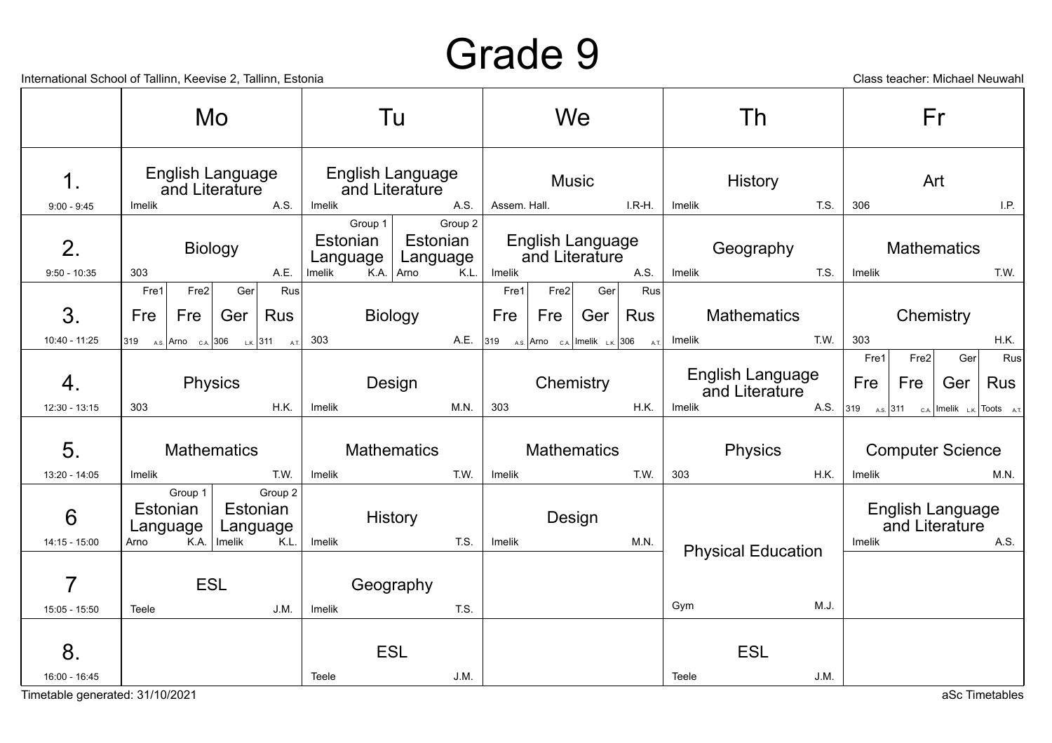# Grade 9

International School of Tallinn, Keevise 2, Tallinn, Estonia

Class teacher: Michael Neuwahl

| | Mo | Tu | We | Th | Fr |
|---|---|---|---|---|---|
| **1.** 9:00 - 9:45 | English Language and Literature (Imelik, A.S.) | English Language and Literature (Imelik, A.S.) | Music (Assem. Hall., I.R-H.) | History (Imelik, T.S.) | Art (306, I.P.) |
| **2.** 9:50 - 10:35 | Biology (303, A.E.) | Group 1: Estonian Language (Imelik, K.A.); Group 2: Estonian Language (Arno, K.L.) | English Language and Literature (Imelik, A.S.) | Geography (Imelik, T.S.) | Mathematics (Imelik, T.W.) |
| **3.** 10:40 - 11:25 | Fre1: Fre (319, A.S.); Fre2: Fre (Arno, C.A.); Ger: Ger (306, L.K.); Rus: Rus (311, A.T.) | Biology (303, A.E.) | Fre1: Fre (319, A.S.); Fre2: Fre (Arno, C.A.); Ger: Ger (Imelik, L.K.); Rus: Rus (306, A.T.) | Mathematics (Imelik, T.W.) | Chemistry (303, H.K.) |
| **4.** 12:30 - 13:15 | Physics (303, H.K.) | Design (Imelik, M.N.) | Chemistry (303, H.K.) | English Language and Literature (Imelik, A.S.) | Fre1: Fre (319, A.S.); Fre2: Fre (311, C.A.); Ger: Ger (Imelik, L.K.); Rus: Rus (Toots, A.T.) |
| **5.** 13:20 - 14:05 | Mathematics (Imelik, T.W.) | Mathematics (Imelik, T.W.) | Mathematics (Imelik, T.W.) | Physics (303, H.K.) | Computer Science (Imelik, M.N.) |
| **6** 14:15 - 15:00 | Group 1: Estonian Language (Arno, K.A.); Group 2: Estonian Language (Imelik, K.L.) | History (Imelik, T.S.) | Design (Imelik, M.N.) | Physical Education (Gym, M.J.) | English Language and Literature (Imelik, A.S.) |
| **7** 15:05 - 15:50 | ESL (Teele, J.M.) | Geography (Imelik, T.S.) | | Physical Education (Gym, M.J.) | |
| **8.** 16:00 - 16:45 | | ESL (Teele, J.M.) | | ESL (Teele, J.M.) | |

Timetable generated: 31/10/2021

aSc Timetables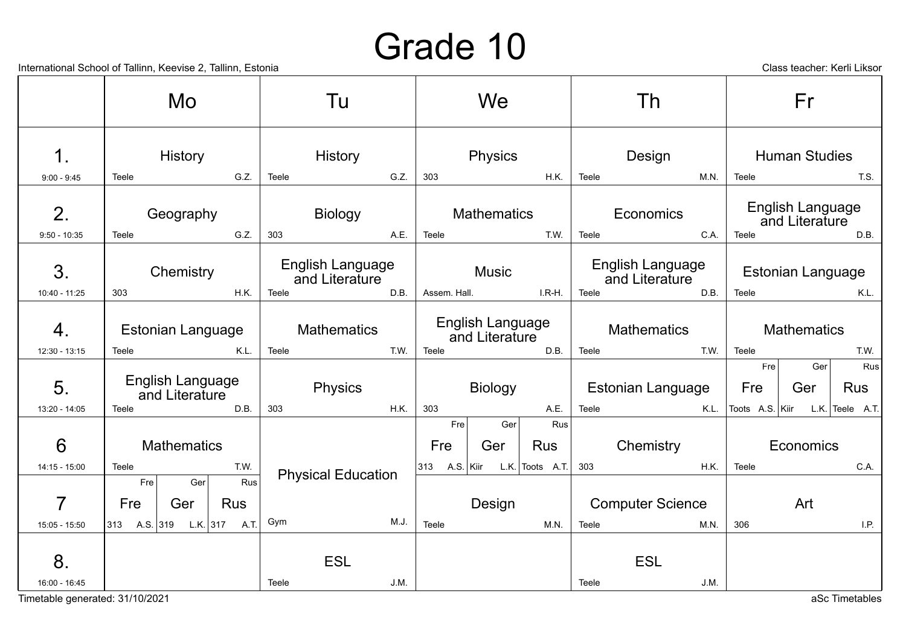# Grade 10

International School of Tallinn, Keevise 2, Tallinn, Estonia

Class teacher: Kerli Liksor

| | Mo | Tu | We | Th | Fr |
|---|---|---|---|---|---|
| **1.** 9:00 - 9:45 | History (Teele, G.Z.) | History (Teele, G.Z.) | Physics (303, H.K.) | Design (Teele, M.N.) | Human Studies (Teele, T.S.) |
| **2.** 9:50 - 10:35 | Geography (Teele, G.Z.) | Biology (303, A.E.) | Mathematics (Teele, T.W.) | Economics (Teele, C.A.) | English Language and Literature (Teele, D.B.) |
| **3.** 10:40 - 11:25 | Chemistry (303, H.K.) | English Language and Literature (Teele, D.B.) | Music (Assem. Hall., I.R-H.) | English Language and Literature (Teele, D.B.) | Estonian Language (Teele, K.L.) |
| **4.** 12:30 - 13:15 | Estonian Language (Teele, K.L.) | Mathematics (Teele, T.W.) | English Language and Literature (Teele, D.B.) | Mathematics (Teele, T.W.) | Mathematics (Teele, T.W.) |
| **5.** 13:20 - 14:05 | English Language and Literature (Teele, D.B.) | Physics (303, H.K.) | Biology (303, A.E.) | Estonian Language (Teele, K.L.) | Fre: Fre (Toots, A.S.); Ger: Ger (Kiir, L.K.); Rus: Rus (Teele, A.T.) |
| **6** 14:15 - 15:00 | Mathematics (Teele, T.W.) | Physical Education (Gym, M.J.) | Fre: Fre (313, A.S.); Ger: Ger (Kiir, L.K.); Rus: Rus (Toots, A.T.) | Chemistry (303, H.K.) | Economics (Teele, C.A.) |
| **7** 15:05 - 15:50 | Fre: Fre (313, A.S.); Ger: Ger (319, L.K.); Rus: Rus (317, A.T.) | Physical Education (Gym, M.J.) | Design (Teele, M.N.) | Computer Science (Teele, M.N.) | Art (306, I.P.) |
| **8.** 16:00 - 16:45 | | ESL (Teele, J.M.) | | ESL (Teele, J.M.) | |

Timetable generated: 31/10/2021

aSc Timetables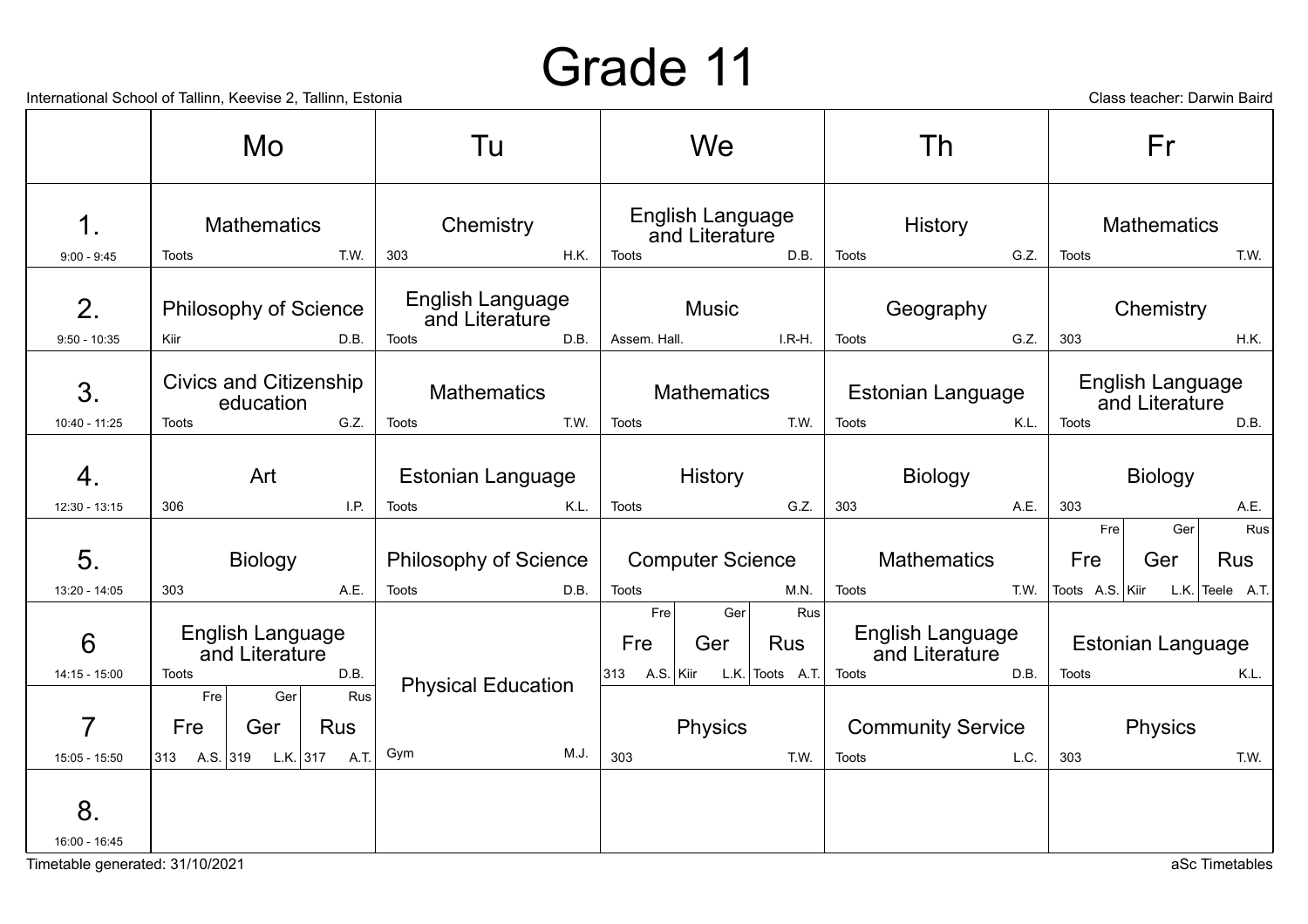# Grade 11

International School of Tallinn, Keevise 2, Tallinn, Estonia

Class teacher: Darwin Baird

| | Mo | Tu | We | Th | Fr |
|---|---|---|---|---|---|
| **1.** 9:00 - 9:45 | Mathematics<br>Toots T.W. | Chemistry<br>303 H.K. | English Language and Literature<br>Toots D.B. | History<br>Toots G.Z. | Mathematics<br>Toots T.W. |
| **2.** 9:50 - 10:35 | Philosophy of Science<br>Kiir D.B. | English Language and Literature<br>Toots D.B. | Music<br>Assem. Hall. I.R-H. | Geography<br>Toots G.Z. | Chemistry<br>303 H.K. |
| **3.** 10:40 - 11:25 | Civics and Citizenship education<br>Toots G.Z. | Mathematics<br>Toots T.W. | Mathematics<br>Toots T.W. | Estonian Language<br>Toots K.L. | English Language and Literature<br>Toots D.B. |
| **4.** 12:30 - 13:15 | Art<br>306 I.P. | Estonian Language<br>Toots K.L. | History<br>Toots G.Z. | Biology<br>303 A.E. | Biology<br>303 A.E. |
| **5.** 13:20 - 14:05 | Biology<br>303 A.E. | Philosophy of Science<br>Toots D.B. | Computer Science<br>Toots M.N. | Mathematics<br>Toots T.W. | Fre: Fre, Toots A.S.<br>Ger: Ger, Kiir L.K.<br>Rus: Rus, Teele A.T. |
| **6** 14:15 - 15:00 | English Language and Literature<br>Toots D.B. | Physical Education<br>Gym M.J. | Fre: Fre, 313 A.S.<br>Ger: Ger, Kiir L.K.<br>Rus: Rus, Toots A.T. | English Language and Literature<br>Toots D.B. | Estonian Language<br>Toots K.L. |
| **7** 15:05 - 15:50 | Fre: Fre, 313 A.S.<br>Ger: Ger, 319 L.K.<br>Rus: Rus, 317 A.T. | (Physical Education, continued) | Physics<br>303 T.W. | Community Service<br>Toots L.C. | Physics<br>303 T.W. |
| **8.** 16:00 - 16:45 | | | | | |

Timetable generated: 31/10/2021

aSc Timetables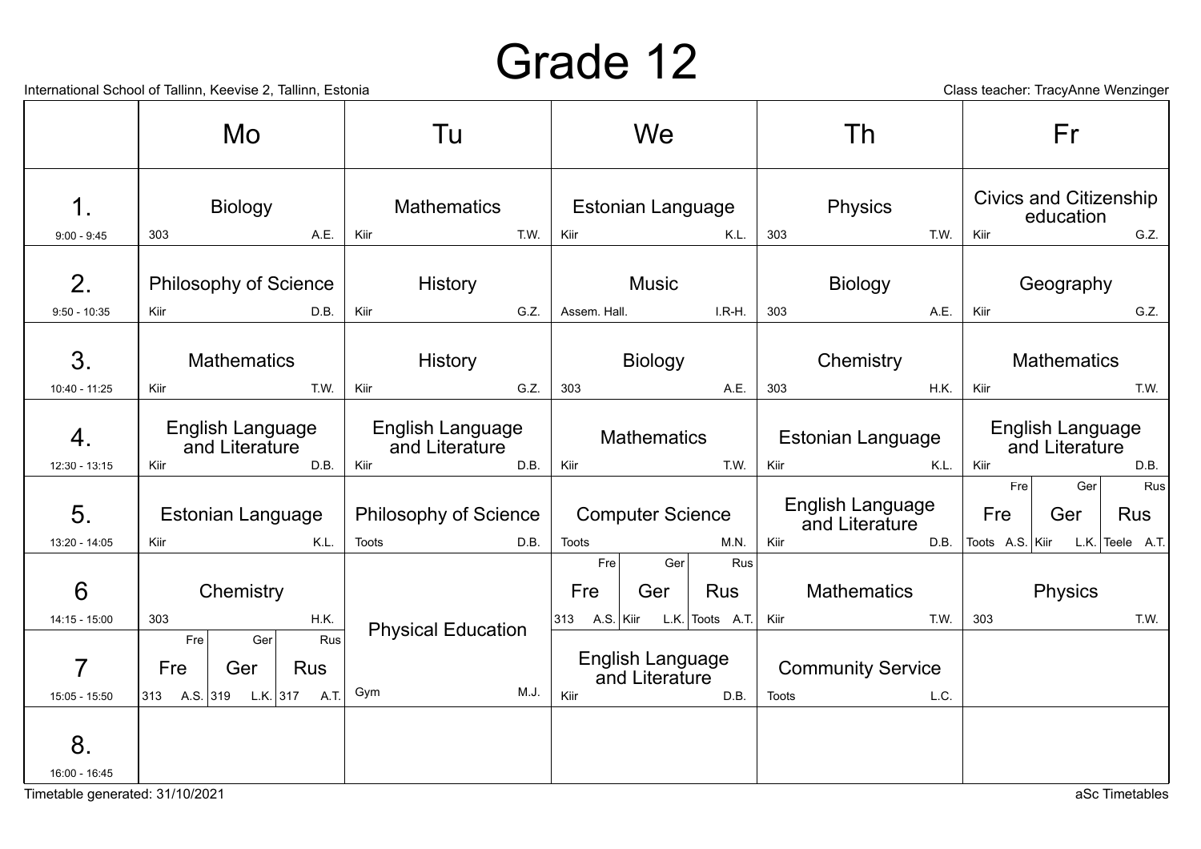# Grade 12

International School of Tallinn, Keevise 2, Tallinn, Estonia

Class teacher: TracyAnne Wenzinger

| | Mo | Tu | We | Th | Fr |
|---|---|---|---|---|---|
| 1. 9:00 - 9:45 | Biology 303 A.E. | Mathematics Kiir T.W. | Estonian Language Kiir K.L. | Physics 303 T.W. | Civics and Citizenship education Kiir G.Z. |
| 2. 9:50 - 10:35 | Philosophy of Science Kiir D.B. | History Kiir G.Z. | Music Assem. Hall. I.R-H. | Biology 303 A.E. | Geography Kiir G.Z. |
| 3. 10:40 - 11:25 | Mathematics Kiir T.W. | History Kiir G.Z. | Biology 303 A.E. | Chemistry 303 H.K. | Mathematics Kiir T.W. |
| 4. 12:30 - 13:15 | English Language and Literature Kiir D.B. | English Language and Literature Kiir D.B. | Mathematics Kiir T.W. | Estonian Language Kiir K.L. | English Language and Literature Kiir D.B. |
| 5. 13:20 - 14:05 | Estonian Language Kiir K.L. | Philosophy of Science Toots D.B. | Computer Science Toots M.N. | English Language and Literature Kiir D.B. | Fre: Fre Toots A.S. / Ger: Ger Kiir L.K. / Rus: Rus Teele A.T. |
| 6 14:15 - 15:00 | Chemistry 303 H.K. | Physical Education Gym M.J. | Fre: Fre 313 A.S. / Ger: Ger Kiir L.K. / Rus: Rus Toots A.T. | Mathematics Kiir T.W. | Physics 303 T.W. |
| 7 15:05 - 15:50 | Fre: Fre 313 A.S. / Ger: Ger 319 L.K. / Rus: Rus 317 A.T. | | English Language and Literature Kiir D.B. | Community Service Toots L.C. | |
| 8. 16:00 - 16:45 | | | | | |

Timetable generated: 31/10/2021

aSc Timetables